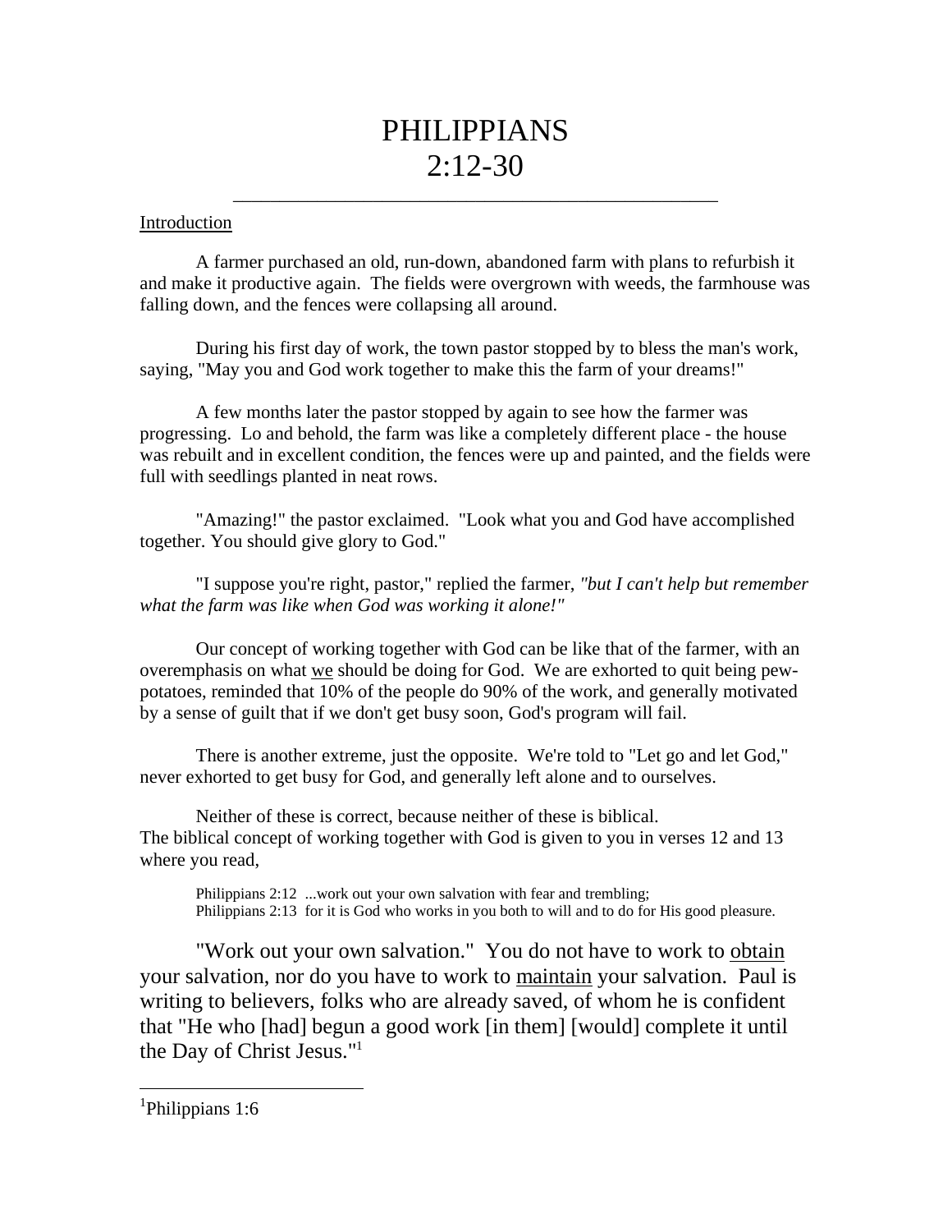# PHILIPPIANS 2:12-30

---

Introduction

A farmer purchased an old, run-down, abandoned farm with plans to refurbish it and make it productive again. The fields were overgrown with weeds, the farmhouse was falling down, and the fences were collapsing all around.

During his first day of work, the town pastor stopped by to bless the man's work, saying, "May you and God work together to make this the farm of your dreams!"

A few months later the pastor stopped by again to see how the farmer was progressing. Lo and behold, the farm was like a completely different place - the house was rebuilt and in excellent condition, the fences were up and painted, and the fields were full with seedlings planted in neat rows.

"Amazing!" the pastor exclaimed. "Look what you and God have accomplished together. You should give glory to God."

"I suppose you're right, pastor," replied the farmer, *"but I can't help but remember what the farm was like when God was working it alone!"*

Our concept of working together with God can be like that of the farmer, with an overemphasis on what we should be doing for God. We are exhorted to quit being pew-potatoes, reminded that 10% of the people do 90% of the work, and generally motivated by a sense of guilt that if we don't get busy soon, God's program will fail.

There is another extreme, just the opposite. We're told to "Let go and let God," never exhorted to get busy for God, and generally left alone and to ourselves.

Neither of these is correct, because neither of these is biblical. The biblical concept of working together with God is given to you in verses 12 and 13 where you read,

> Philippians 2:12 ...work out your own salvation with fear and trembling;
> Philippians 2:13 for it is God who works in you both to will and to do for His good pleasure.

"Work out your own salvation." You do not have to work to obtain your salvation, nor do you have to work to maintain your salvation. Paul is writing to believers, folks who are already saved, of whom he is confident that "He who [had] begun a good work [in them] [would] complete it until the Day of Christ Jesus."[1]

---

[1] Philippians 1:6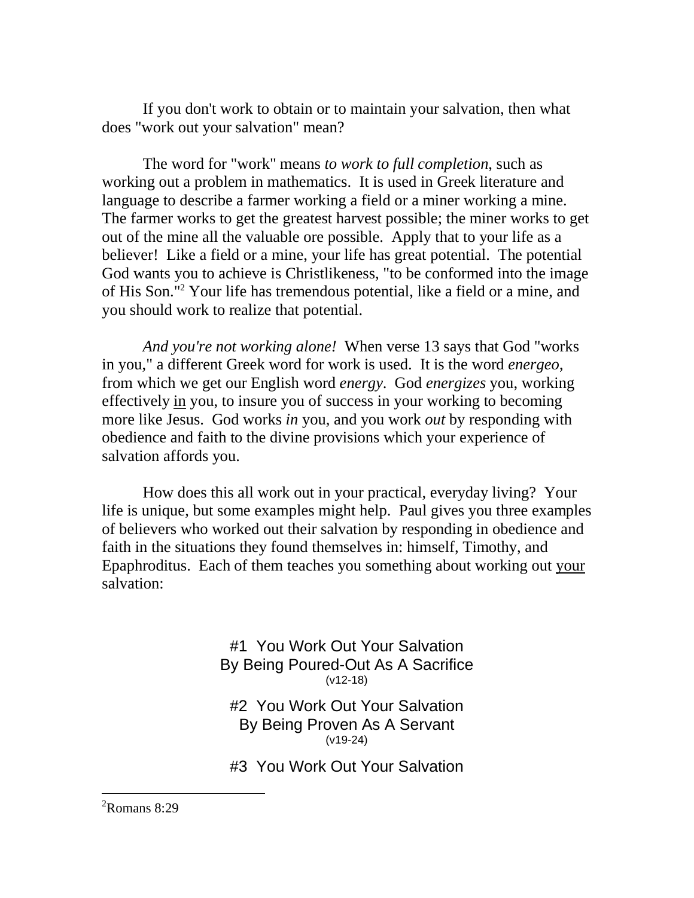If you don't work to obtain or to maintain your salvation, then what does "work out your salvation" mean?

The word for "work" means *to work to full completion*, such as working out a problem in mathematics. It is used in Greek literature and language to describe a farmer working a field or a miner working a mine. The farmer works to get the greatest harvest possible; the miner works to get out of the mine all the valuable ore possible. Apply that to your life as a believer! Like a field or a mine, your life has great potential. The potential God wants you to achieve is Christlikeness, "to be conformed into the image of His Son."[2] Your life has tremendous potential, like a field or a mine, and you should work to realize that potential.

*And you're not working alone!* When verse 13 says that God "works in you," a different Greek word for work is used. It is the word *energeo*, from which we get our English word *energy*. God *energizes* you, working effectively <u>in</u> you, to insure you of success in your working to becoming more like Jesus. God works *in* you, and you work *out* by responding with obedience and faith to the divine provisions which your experience of salvation affords you.

How does this all work out in your practical, everyday living? Your life is unique, but some examples might help. Paul gives you three examples of believers who worked out their salvation by responding in obedience and faith in the situations they found themselves in: himself, Timothy, and Epaphroditus. Each of them teaches you something about working out <u>your</u> salvation:

#1 You Work Out Your Salvation
By Being Poured-Out As A Sacrifice
(v12-18)

#2 You Work Out Your Salvation
By Being Proven As A Servant
(v19-24)

#3 You Work Out Your Salvation

[2] Romans 8:29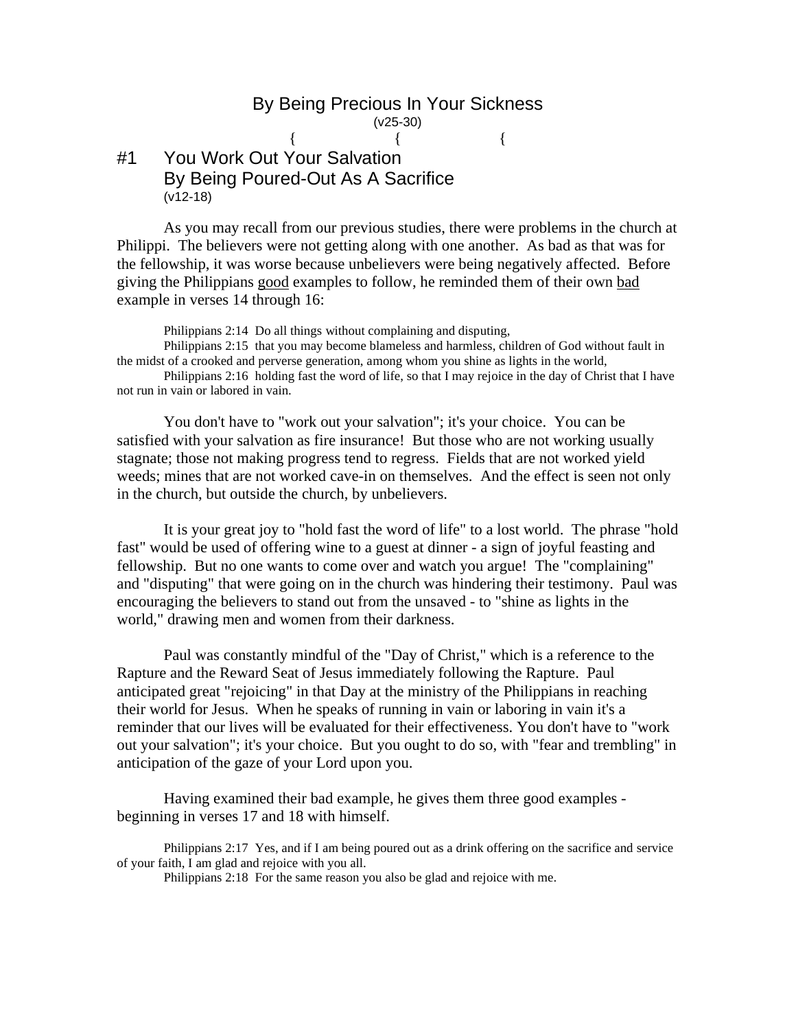By Being Precious In Your Sickness
(v25-30)

{ { {

## #1 You Work Out Your Salvation By Being Poured-Out As A Sacrifice
(v12-18)

As you may recall from our previous studies, there were problems in the church at Philippi. The believers were not getting along with one another. As bad as that was for the fellowship, it was worse because unbelievers were being negatively affected. Before giving the Philippians good examples to follow, he reminded them of their own bad example in verses 14 through 16:

> Philippians 2:14 Do all things without complaining and disputing,
> Philippians 2:15 that you may become blameless and harmless, children of God without fault in the midst of a crooked and perverse generation, among whom you shine as lights in the world,
> Philippians 2:16 holding fast the word of life, so that I may rejoice in the day of Christ that I have not run in vain or labored in vain.

You don't have to "work out your salvation"; it's your choice. You can be satisfied with your salvation as fire insurance! But those who are not working usually stagnate; those not making progress tend to regress. Fields that are not worked yield weeds; mines that are not worked cave-in on themselves. And the effect is seen not only in the church, but outside the church, by unbelievers.

It is your great joy to "hold fast the word of life" to a lost world. The phrase "hold fast" would be used of offering wine to a guest at dinner - a sign of joyful feasting and fellowship. But no one wants to come over and watch you argue! The "complaining" and "disputing" that were going on in the church was hindering their testimony. Paul was encouraging the believers to stand out from the unsaved - to "shine as lights in the world," drawing men and women from their darkness.

Paul was constantly mindful of the "Day of Christ," which is a reference to the Rapture and the Reward Seat of Jesus immediately following the Rapture. Paul anticipated great "rejoicing" in that Day at the ministry of the Philippians in reaching their world for Jesus. When he speaks of running in vain or laboring in vain it's a reminder that our lives will be evaluated for their effectiveness. You don't have to "work out your salvation"; it's your choice. But you ought to do so, with "fear and trembling" in anticipation of the gaze of your Lord upon you.

Having examined their bad example, he gives them three good examples - beginning in verses 17 and 18 with himself.

> Philippians 2:17 Yes, and if I am being poured out as a drink offering on the sacrifice and service of your faith, I am glad and rejoice with you all.
> Philippians 2:18 For the same reason you also be glad and rejoice with me.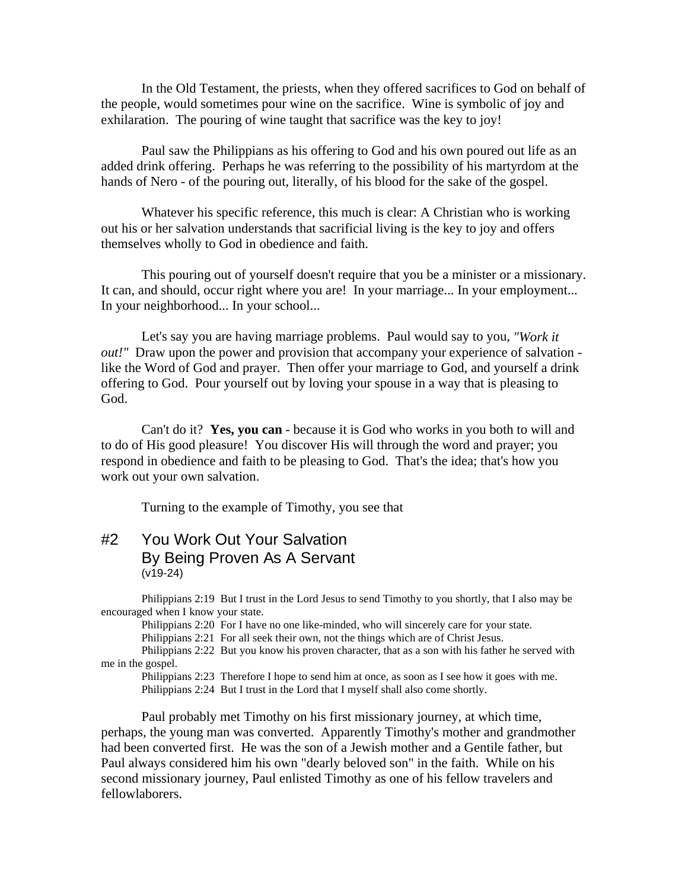In the Old Testament, the priests, when they offered sacrifices to God on behalf of the people, would sometimes pour wine on the sacrifice. Wine is symbolic of joy and exhilaration. The pouring of wine taught that sacrifice was the key to joy!

Paul saw the Philippians as his offering to God and his own poured out life as an added drink offering. Perhaps he was referring to the possibility of his martyrdom at the hands of Nero - of the pouring out, literally, of his blood for the sake of the gospel.

Whatever his specific reference, this much is clear: A Christian who is working out his or her salvation understands that sacrificial living is the key to joy and offers themselves wholly to God in obedience and faith.

This pouring out of yourself doesn't require that you be a minister or a missionary. It can, and should, occur right where you are! In your marriage... In your employment... In your neighborhood... In your school...

Let's say you are having marriage problems. Paul would say to you, *"Work it out!"* Draw upon the power and provision that accompany your experience of salvation - like the Word of God and prayer. Then offer your marriage to God, and yourself a drink offering to God. Pour yourself out by loving your spouse in a way that is pleasing to God.

Can't do it? **Yes, you can** - because it is God who works in you both to will and to do of His good pleasure! You discover His will through the word and prayer; you respond in obedience and faith to be pleasing to God. That's the idea; that's how you work out your own salvation.

Turning to the example of Timothy, you see that

## #2 You Work Out Your Salvation By Being Proven As A Servant
(v19-24)

Philippians 2:19 But I trust in the Lord Jesus to send Timothy to you shortly, that I also may be encouraged when I know your state.

Philippians 2:20 For I have no one like-minded, who will sincerely care for your state.

Philippians 2:21 For all seek their own, not the things which are of Christ Jesus.

Philippians 2:22 But you know his proven character, that as a son with his father he served with me in the gospel.

Philippians 2:23 Therefore I hope to send him at once, as soon as I see how it goes with me.

Philippians 2:24 But I trust in the Lord that I myself shall also come shortly.

Paul probably met Timothy on his first missionary journey, at which time, perhaps, the young man was converted. Apparently Timothy's mother and grandmother had been converted first. He was the son of a Jewish mother and a Gentile father, but Paul always considered him his own "dearly beloved son" in the faith. While on his second missionary journey, Paul enlisted Timothy as one of his fellow travelers and fellowlaborers.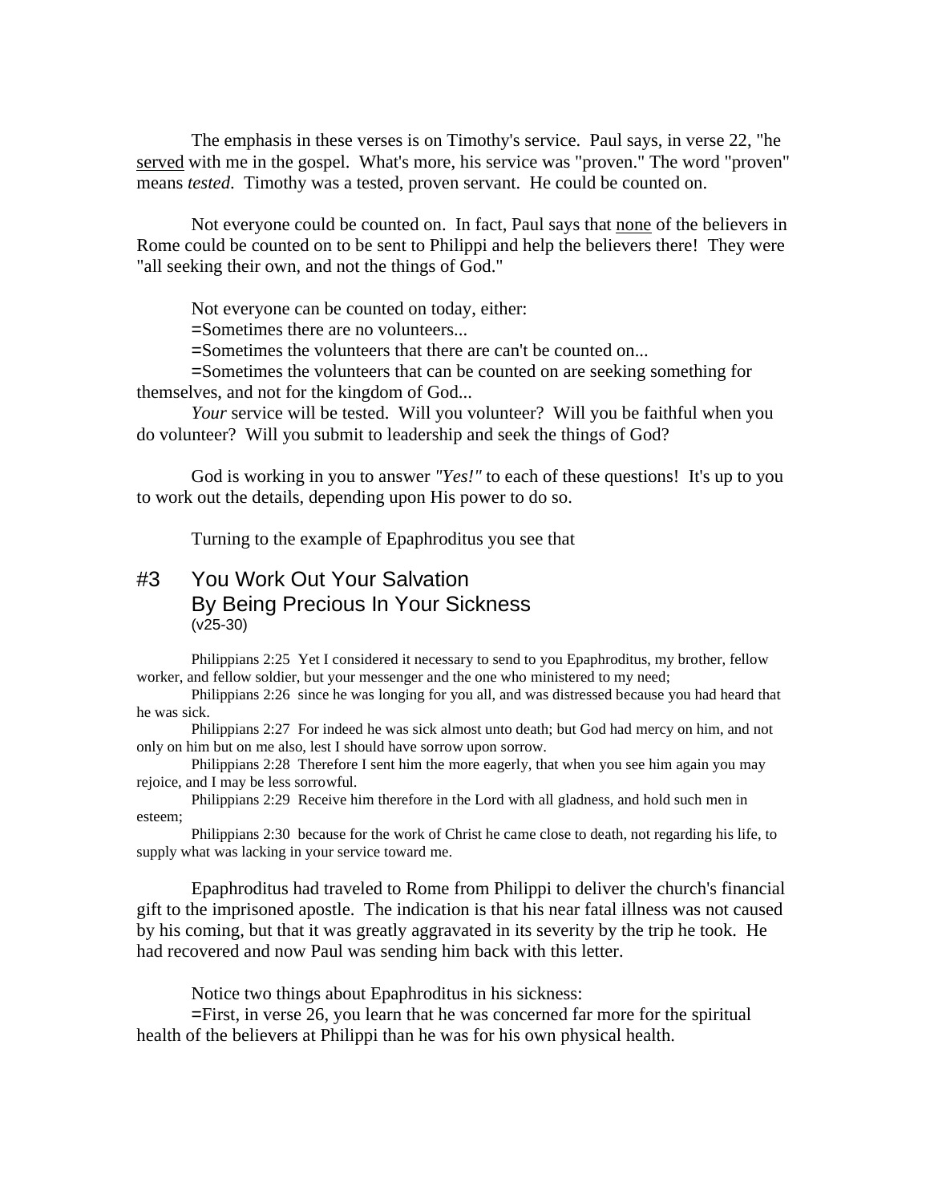The emphasis in these verses is on Timothy's service. Paul says, in verse 22, "he <u>served</u> with me in the gospel. What's more, his service was "proven." The word "proven" means *tested*. Timothy was a tested, proven servant. He could be counted on.

Not everyone could be counted on. In fact, Paul says that <u>none</u> of the believers in Rome could be counted on to be sent to Philippi and help the believers there! They were "all seeking their own, and not the things of God."

Not everyone can be counted on today, either:

=Sometimes there are no volunteers...

=Sometimes the volunteers that there are can't be counted on...

=Sometimes the volunteers that can be counted on are seeking something for themselves, and not for the kingdom of God...

*Your* service will be tested. Will you volunteer? Will you be faithful when you do volunteer? Will you submit to leadership and seek the things of God?

God is working in you to answer *"Yes!"* to each of these questions! It's up to you to work out the details, depending upon His power to do so.

Turning to the example of Epaphroditus you see that

## #3 You Work Out Your Salvation By Being Precious In Your Sickness
(v25-30)

Philippians 2:25 Yet I considered it necessary to send to you Epaphroditus, my brother, fellow worker, and fellow soldier, but your messenger and the one who ministered to my need;

Philippians 2:26 since he was longing for you all, and was distressed because you had heard that he was sick.

Philippians 2:27 For indeed he was sick almost unto death; but God had mercy on him, and not only on him but on me also, lest I should have sorrow upon sorrow.

Philippians 2:28 Therefore I sent him the more eagerly, that when you see him again you may rejoice, and I may be less sorrowful.

Philippians 2:29 Receive him therefore in the Lord with all gladness, and hold such men in esteem;

Philippians 2:30 because for the work of Christ he came close to death, not regarding his life, to supply what was lacking in your service toward me.

Epaphroditus had traveled to Rome from Philippi to deliver the church's financial gift to the imprisoned apostle. The indication is that his near fatal illness was not caused by his coming, but that it was greatly aggravated in its severity by the trip he took. He had recovered and now Paul was sending him back with this letter.

Notice two things about Epaphroditus in his sickness:

=First, in verse 26, you learn that he was concerned far more for the spiritual health of the believers at Philippi than he was for his own physical health.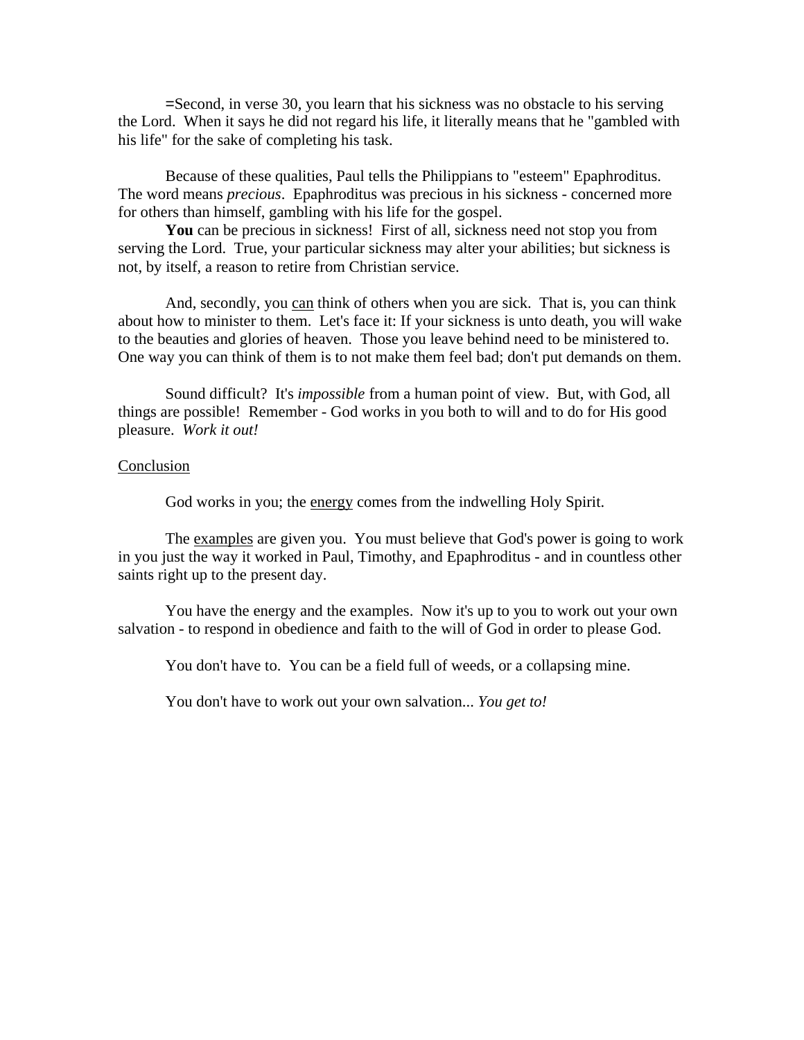=Second, in verse 30, you learn that his sickness was no obstacle to his serving the Lord. When it says he did not regard his life, it literally means that he "gambled with his life" for the sake of completing his task.

Because of these qualities, Paul tells the Philippians to "esteem" Epaphroditus. The word means *precious*. Epaphroditus was precious in his sickness - concerned more for others than himself, gambling with his life for the gospel.

**You** can be precious in sickness! First of all, sickness need not stop you from serving the Lord. True, your particular sickness may alter your abilities; but sickness is not, by itself, a reason to retire from Christian service.

And, secondly, you <u>can</u> think of others when you are sick. That is, you can think about how to minister to them. Let's face it: If your sickness is unto death, you will wake to the beauties and glories of heaven. Those you leave behind need to be ministered to. One way you can think of them is to not make them feel bad; don't put demands on them.

Sound difficult? It's *impossible* from a human point of view. But, with God, all things are possible! Remember - God works in you both to will and to do for His good pleasure. *Work it out!*

<u>Conclusion</u>

God works in you; the <u>energy</u> comes from the indwelling Holy Spirit.

The <u>examples</u> are given you. You must believe that God's power is going to work in you just the way it worked in Paul, Timothy, and Epaphroditus - and in countless other saints right up to the present day.

You have the energy and the examples. Now it's up to you to work out your own salvation - to respond in obedience and faith to the will of God in order to please God.

You don't have to. You can be a field full of weeds, or a collapsing mine.

You don't have to work out your own salvation... *You get to!*